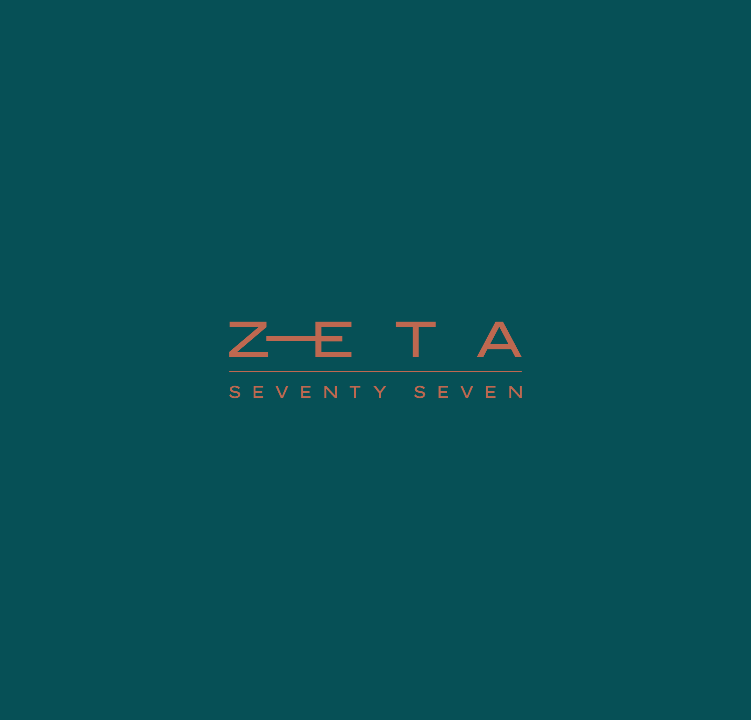# ZETA

SEVENTY SEVEN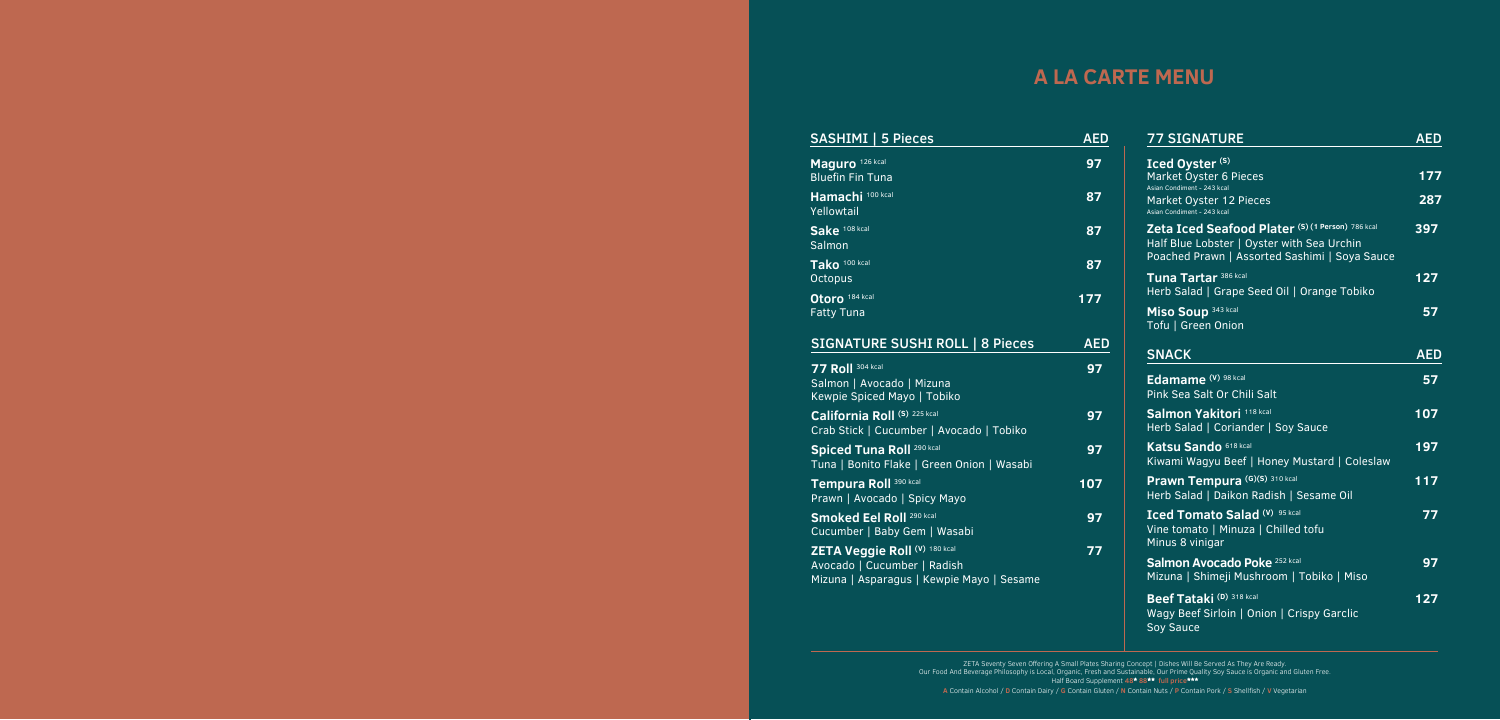# A LA CARTE MENU

## SASHIMI | 5 Pieces

| SASHIMI \| 5 Pieces | AED |
|---|---|
| **Maguro** 126 kcal<br>Bluefin Fin Tuna | 97 |
| **Hamachi** 100 kcal<br>Yellowtail | 87 |
| **Sake** 108 kcal<br>Salmon | 87 |
| **Tako** 100 kcal<br>Octopus | 87 |
| **Otoro** 184 kcal<br>Fatty Tuna | 177 |

## SIGNATURE SUSHI ROLL | 8 Pieces

| SIGNATURE SUSHI ROLL \| 8 Pieces | AED |
|---|---|
| **77 Roll** 304 kcal<br>Salmon \| Avocado \| Mizuna<br>Kewpie Spiced Mayo \| Tobiko | 97 |
| **California Roll (S)** 225 kcal<br>Crab Stick \| Cucumber \| Avocado \| Tobiko | 97 |
| **Spiced Tuna Roll** 290 kcal<br>Tuna \| Bonito Flake \| Green Onion \| Wasabi | 97 |
| **Tempura Roll** 390 kcal<br>Prawn \| Avocado \| Spicy Mayo | 107 |
| **Smoked Eel Roll** 280 kcal<br>Cucumber \| Baby Gem \| Wasabi | 97 |
| **ZETA Veggie Roll (V)** 180 kcal<br>Avocado \| Cucumber \| Radish<br>Mizuna \| Asparagus \| Kewpie Mayo \| Sesame | 77 |

## 77 SIGNATURE

| 77 SIGNATURE | AED |
|---|---|
| **Iced Oyster (S)** | |
| Market Oyster 6 Pieces<br>Asian Condiment - 243 kcal | 177 |
| Market Oyster 12 Pieces<br>Asian Condiment - 243 kcal | 287 |
| **Zeta Iced Seafood Plater (S) (1 Person)** 786 kcal<br>Half Blue Lobster \| Oyster with Sea Urchin<br>Poached Prawn \| Assorted Sashimi \| Soya Sauce | 397 |
| **Tuna Tartar** 386 kcal<br>Herb Salad \| Grape Seed Oil \| Orange Tobiko | 127 |
| **Miso Soup** 343 kcal<br>Tofu \| Green Onion | 57 |

## SNACK

| SNACK | AED |
|---|---|
| **Edamame (V)** 98 kcal<br>Pink Sea Salt Or Chili Salt | 57 |
| **Salmon Yakitori** 118 kcal<br>Herb Salad \| Coriander \| Soy Sauce | 107 |
| **Katsu Sando** 618 kcal<br>Kiwami Wagyu Beef \| Honey Mustard \| Coleslaw | 197 |
| **Prawn Tempura (G)(S)** 310 kcal<br>Herb Salad \| Daikon Radish \| Sesame Oil | 117 |
| **Iced Tomato Salad (V)** 95 kcal<br>Vine tomato \| Minuza \| Chilled tofu<br>Minus 8 vinigar | 77 |
| **Salmon Avocado Poke** 252 kcal<br>Mizuna \| Shimeji Mushroom \| Tobiko \| Miso | 97 |
| **Beef Tataki (D)** 318 kcal<br>Wagy Beef Sirloin \| Onion \| Crispy Garclic<br>Soy Sauce | 127 |

ZETA Seventy Seven Offering A Small Plates Sharing Concept | Dishes Will Be Served As They Are Ready.
Our Food And Beverage Philosophy is Local, Organic, Fresh and Sustainable, Our Prime Quality Soy Sauce is Organic and Gluten Free.
Half Board Supplement 48* 88** full price***
A Contain Alcohol / D Contain Dairy / G Contain Gluten / N Contain Nuts / P Contain Pork / S Shellfish / V Vegetarian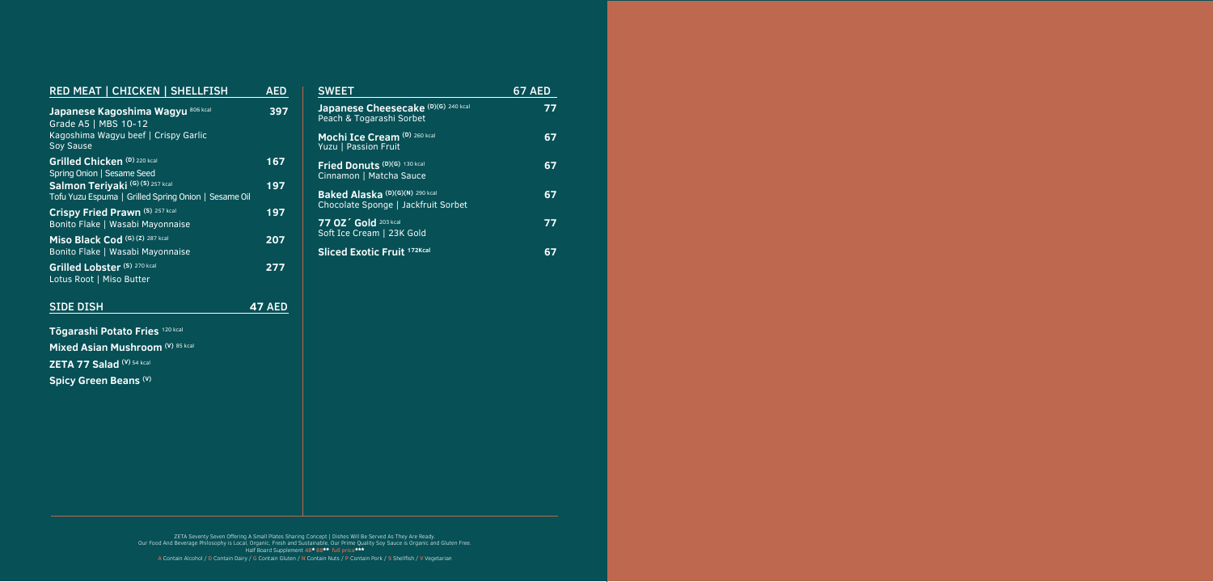| RED MEAT \| CHICKEN \| SHELLFISH | AED |
| --- | --- |
| **Japanese Kagoshima Wagyu** 806 kcal<br>Grade A5 \| MBS 10-12<br>Kagoshima Wagyu beef \| Crispy Garlic Soy Sause | **397** |
| **Grilled Chicken** (D) 220 kcal<br>Spring Onion \| Sesame Seed | **167** |
| **Salmon Teriyaki** (G) (S) 257 kcal<br>Tofu Yuzu Espuma \| Grilled Spring Onion \| Sesame Oil | **197** |
| **Crispy Fried Prawn** (S) 257 kcal<br>Bonito Flake \| Wasabi Mayonnaise | **197** |
| **Miso Black Cod** (G) (Z) 287 kcal<br>Bonito Flake \| Wasabi Mayonnaise | **207** |
| **Grilled Lobster** (S) 270 kcal<br>Lotus Root \| Miso Butter | **277** |

| SIDE DISH | 47 AED |
| --- | --- |
| **Tōgarashi Potato Fries** 120 kcal | |
| **Mixed Asian Mushroom** (V) 85 kcal | |
| **ZETA 77 Salad** (V) 54 kcal | |
| **Spicy Green Beans** (V) | |

| SWEET | 67 AED |
| --- | --- |
| **Japanese Cheesecake** (D)(G) 240 kcal<br>Peach & Togarashi Sorbet | **77** |
| **Mochi Ice Cream** (D) 260 kcal<br>Yuzu \| Passion Fruit | **67** |
| **Fried Donuts** (D)(G) 130 kcal<br>Cinnamon \| Matcha Sauce | **67** |
| **Baked Alaska** (D)(G)(N) 290 kcal<br>Chocolate Sponge \| Jackfruit Sorbet | **67** |
| **77 OZ´ Gold** 203 kcal<br>Soft Ice Cream \| 23K Gold | **77** |
| **Sliced Exotic Fruit** 172Kcal | **67** |

ZETA Seventy Seven Offering A Small Plates Sharing Concept | Dishes Will Be Served As They Are Ready.
Our Food And Beverage Philosophy is Local, Organic, Fresh and Sustainable. Our Prime Quality Soy Sauce is Organic and Gluten Free.
Half Board Supplement 48* 88** full price***
A Contain Alcohol / D Contain Dairy / G Contain Gluten / N Contain Nuts / P Contain Pork / S Shellfish / V Vegetarian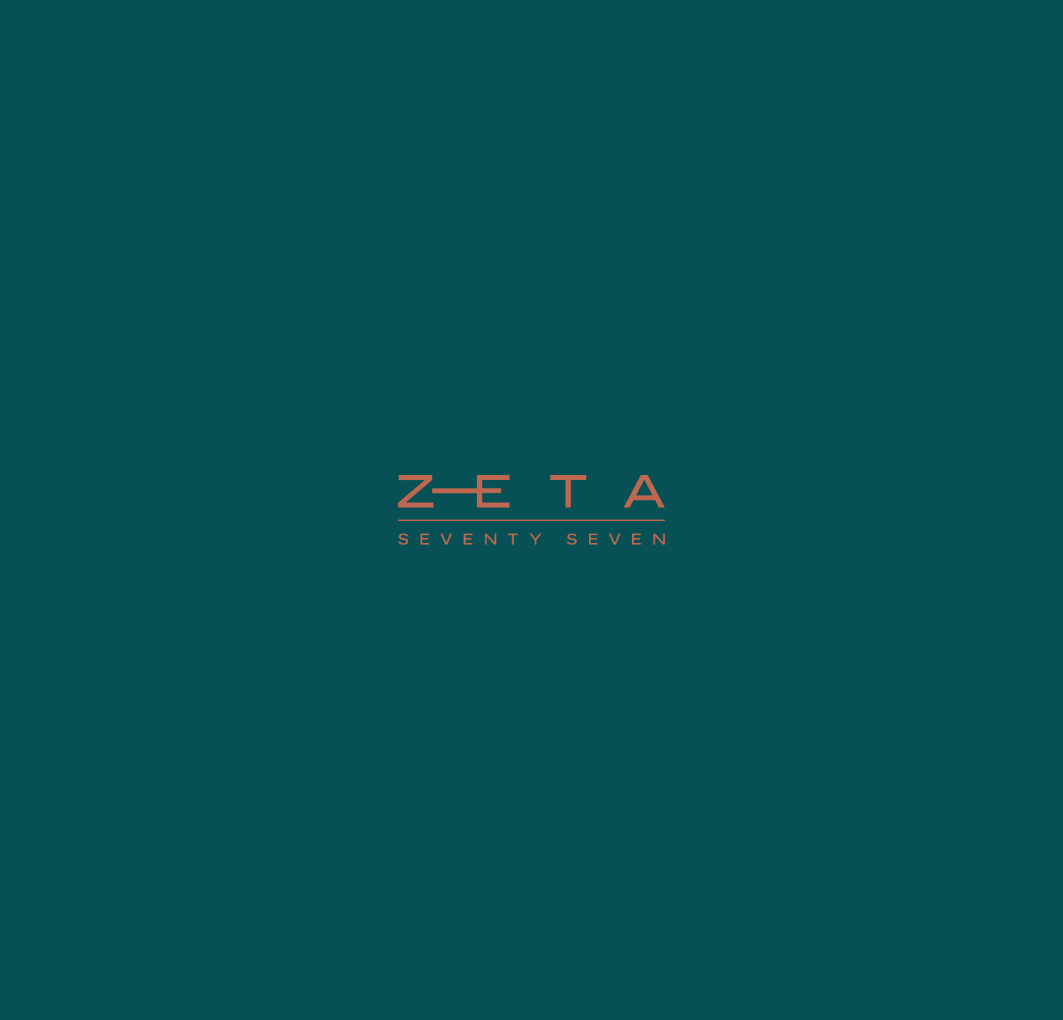ZETA

SEVENTY SEVEN